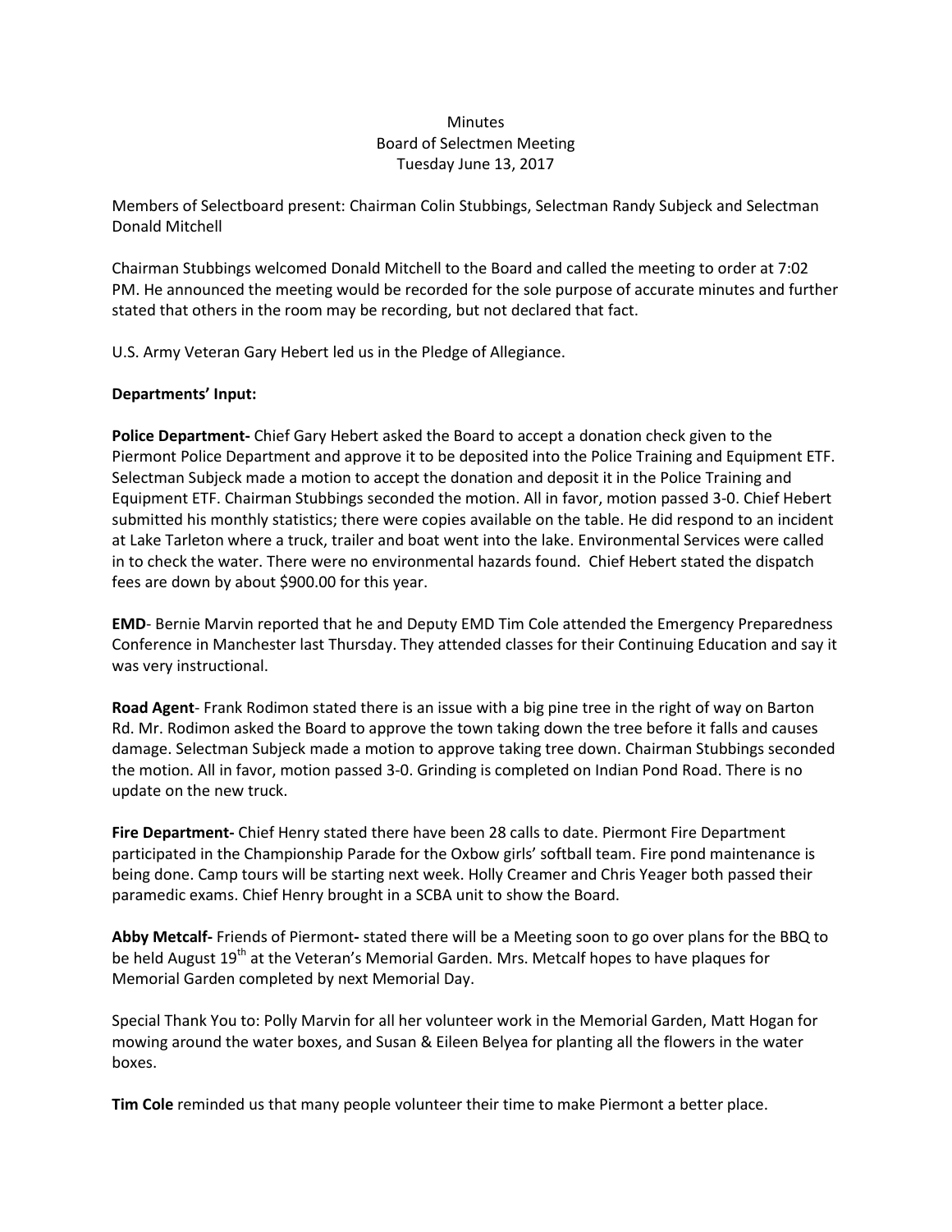Minutes
Board of Selectmen Meeting
Tuesday June 13, 2017

Members of Selectboard present: Chairman Colin Stubbings, Selectman Randy Subjeck and Selectman Donald Mitchell

Chairman Stubbings welcomed Donald Mitchell to the Board and called the meeting to order at 7:02 PM. He announced the meeting would be recorded for the sole purpose of accurate minutes and further stated that others in the room may be recording, but not declared that fact.

U.S. Army Veteran Gary Hebert led us in the Pledge of Allegiance.

**Departments' Input:**

**Police Department-** Chief Gary Hebert asked the Board to accept a donation check given to the Piermont Police Department and approve it to be deposited into the Police Training and Equipment ETF. Selectman Subjeck made a motion to accept the donation and deposit it in the Police Training and Equipment ETF. Chairman Stubbings seconded the motion. All in favor, motion passed 3-0. Chief Hebert submitted his monthly statistics; there were copies available on the table. He did respond to an incident at Lake Tarleton where a truck, trailer and boat went into the lake. Environmental Services were called in to check the water. There were no environmental hazards found. Chief Hebert stated the dispatch fees are down by about $900.00 for this year.

**EMD**- Bernie Marvin reported that he and Deputy EMD Tim Cole attended the Emergency Preparedness Conference in Manchester last Thursday. They attended classes for their Continuing Education and say it was very instructional.

**Road Agent**- Frank Rodimon stated there is an issue with a big pine tree in the right of way on Barton Rd. Mr. Rodimon asked the Board to approve the town taking down the tree before it falls and causes damage. Selectman Subjeck made a motion to approve taking tree down. Chairman Stubbings seconded the motion. All in favor, motion passed 3-0. Grinding is completed on Indian Pond Road. There is no update on the new truck.

**Fire Department-** Chief Henry stated there have been 28 calls to date. Piermont Fire Department participated in the Championship Parade for the Oxbow girls' softball team. Fire pond maintenance is being done. Camp tours will be starting next week. Holly Creamer and Chris Yeager both passed their paramedic exams. Chief Henry brought in a SCBA unit to show the Board.

**Abby Metcalf-** Friends of Piermont**-** stated there will be a Meeting soon to go over plans for the BBQ to be held August 19th at the Veteran's Memorial Garden. Mrs. Metcalf hopes to have plaques for Memorial Garden completed by next Memorial Day.

Special Thank You to: Polly Marvin for all her volunteer work in the Memorial Garden, Matt Hogan for mowing around the water boxes, and Susan & Eileen Belyea for planting all the flowers in the water boxes.

**Tim Cole** reminded us that many people volunteer their time to make Piermont a better place.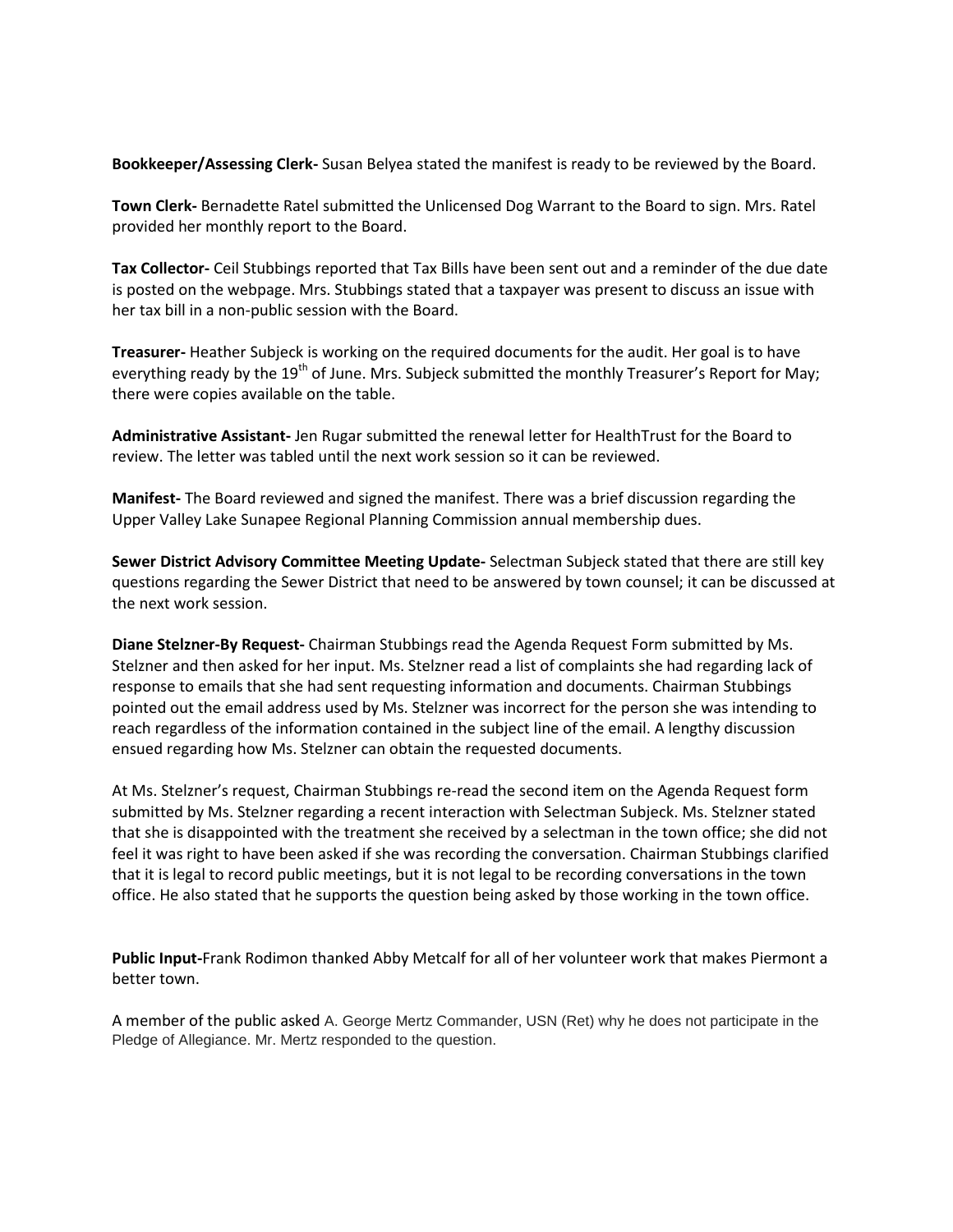**Bookkeeper/Assessing Clerk-** Susan Belyea stated the manifest is ready to be reviewed by the Board.

**Town Clerk-** Bernadette Ratel submitted the Unlicensed Dog Warrant to the Board to sign. Mrs. Ratel provided her monthly report to the Board.

**Tax Collector-** Ceil Stubbings reported that Tax Bills have been sent out and a reminder of the due date is posted on the webpage. Mrs. Stubbings stated that a taxpayer was present to discuss an issue with her tax bill in a non-public session with the Board.

**Treasurer-** Heather Subjeck is working on the required documents for the audit. Her goal is to have everything ready by the 19th of June. Mrs. Subjeck submitted the monthly Treasurer's Report for May; there were copies available on the table.

**Administrative Assistant-** Jen Rugar submitted the renewal letter for HealthTrust for the Board to review. The letter was tabled until the next work session so it can be reviewed.

**Manifest-** The Board reviewed and signed the manifest. There was a brief discussion regarding the Upper Valley Lake Sunapee Regional Planning Commission annual membership dues.

**Sewer District Advisory Committee Meeting Update-** Selectman Subjeck stated that there are still key questions regarding the Sewer District that need to be answered by town counsel; it can be discussed at the next work session.

**Diane Stelzner-By Request-** Chairman Stubbings read the Agenda Request Form submitted by Ms. Stelzner and then asked for her input. Ms. Stelzner read a list of complaints she had regarding lack of response to emails that she had sent requesting information and documents. Chairman Stubbings pointed out the email address used by Ms. Stelzner was incorrect for the person she was intending to reach regardless of the information contained in the subject line of the email. A lengthy discussion ensued regarding how Ms. Stelzner can obtain the requested documents.

At Ms. Stelzner's request, Chairman Stubbings re-read the second item on the Agenda Request form submitted by Ms. Stelzner regarding a recent interaction with Selectman Subjeck. Ms. Stelzner stated that she is disappointed with the treatment she received by a selectman in the town office; she did not feel it was right to have been asked if she was recording the conversation. Chairman Stubbings clarified that it is legal to record public meetings, but it is not legal to be recording conversations in the town office. He also stated that he supports the question being asked by those working in the town office.

**Public Input-**Frank Rodimon thanked Abby Metcalf for all of her volunteer work that makes Piermont a better town.

A member of the public asked A. George Mertz Commander, USN (Ret) why he does not participate in the Pledge of Allegiance. Mr. Mertz responded to the question.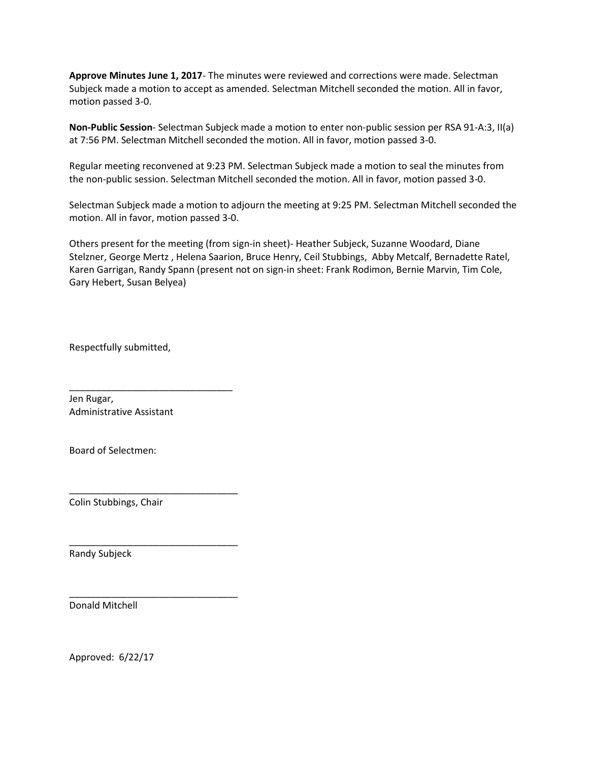**Approve Minutes June 1, 2017**- The minutes were reviewed and corrections were made. Selectman Subjeck made a motion to accept as amended. Selectman Mitchell seconded the motion. All in favor, motion passed 3-0.

**Non-Public Session**- Selectman Subjeck made a motion to enter non-public session per RSA 91-A:3, II(a) at 7:56 PM. Selectman Mitchell seconded the motion. All in favor, motion passed 3-0.

Regular meeting reconvened at 9:23 PM. Selectman Subjeck made a motion to seal the minutes from the non-public session. Selectman Mitchell seconded the motion. All in favor, motion passed 3-0.

Selectman Subjeck made a motion to adjourn the meeting at 9:25 PM. Selectman Mitchell seconded the motion. All in favor, motion passed 3-0.

Others present for the meeting (from sign-in sheet)- Heather Subjeck, Suzanne Woodard, Diane Stelzner, George Mertz , Helena Saarion, Bruce Henry, Ceil Stubbings, Abby Metcalf, Bernadette Ratel, Karen Garrigan, Randy Spann (present not on sign-in sheet: Frank Rodimon, Bernie Marvin, Tim Cole, Gary Hebert, Susan Belyea)

Respectfully submitted,

_______________________________
Jen Rugar,
Administrative Assistant

Board of Selectmen:

________________________________
Colin Stubbings, Chair

________________________________
Randy Subjeck

________________________________
Donald Mitchell

Approved: 6/22/17